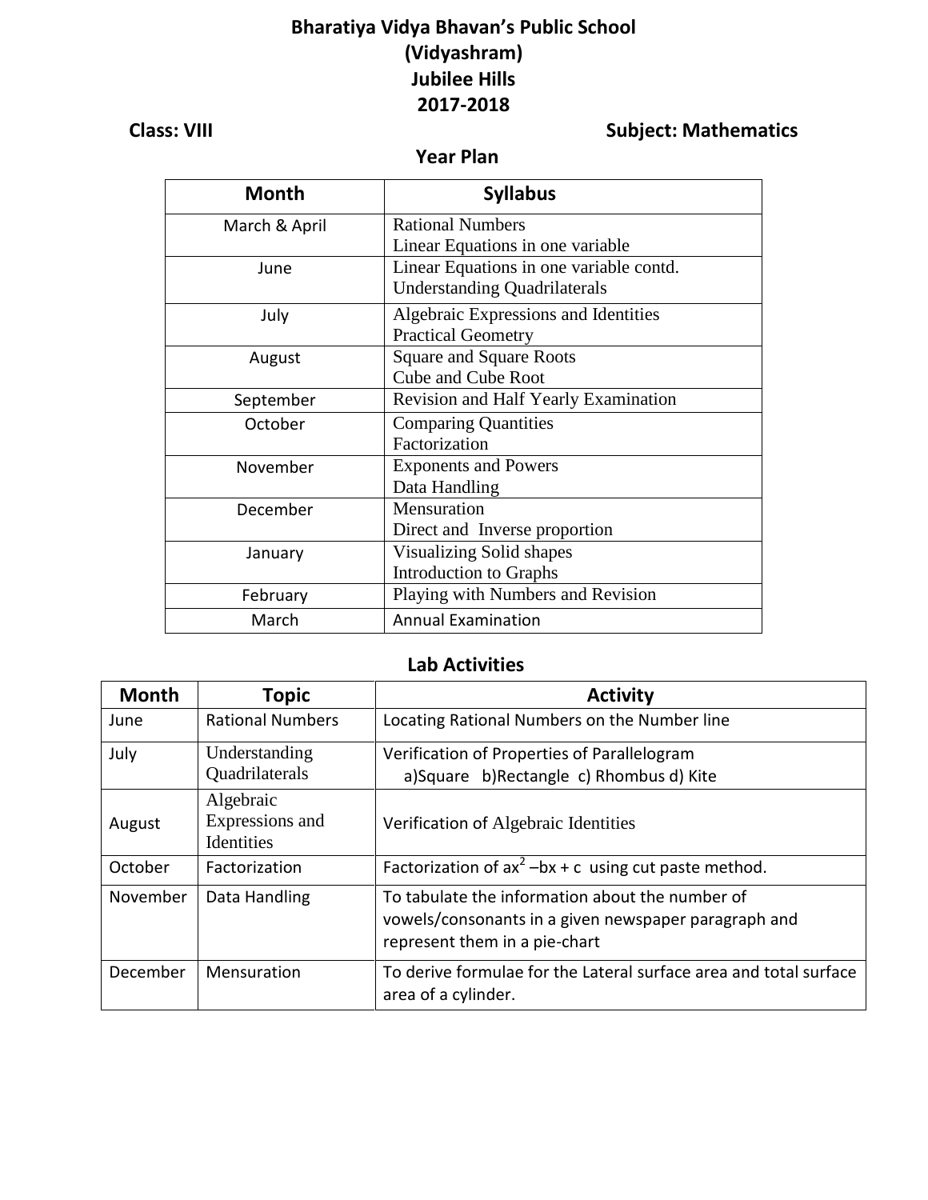# Bharatiya Vidya Bhavan's Public School
# (Vidyashram)
# Jubilee Hills
# 2017-2018

**Class: VIII** **Subject: Mathematics**

## Year Plan

| Month | Syllabus |
|---|---|
| March & April | Rational Numbers<br>Linear Equations in one variable |
| June | Linear Equations in one variable contd.<br>Understanding Quadrilaterals |
| July | Algebraic Expressions and Identities<br>Practical Geometry |
| August | Square and Square Roots<br>Cube and Cube Root |
| September | Revision and Half Yearly Examination |
| October | Comparing Quantities<br>Factorization |
| November | Exponents and Powers<br>Data Handling |
| December | Mensuration<br>Direct and Inverse proportion |
| January | Visualizing Solid shapes<br>Introduction to Graphs |
| February | Playing with Numbers and Revision |
| March | Annual Examination |

## Lab Activities

| Month | Topic | Activity |
|---|---|---|
| June | Rational Numbers | Locating Rational Numbers on the Number line |
| July | Understanding Quadrilaterals | Verification of Properties of Parallelogram<br>a)Square b)Rectangle c) Rhombus d) Kite |
| August | Algebraic Expressions and Identities | Verification of Algebraic Identities |
| October | Factorization | Factorization of $ax^2 - bx + c$ using cut paste method. |
| November | Data Handling | To tabulate the information about the number of vowels/consonants in a given newspaper paragraph and represent them in a pie-chart |
| December | Mensuration | To derive formulae for the Lateral surface area and total surface area of a cylinder. |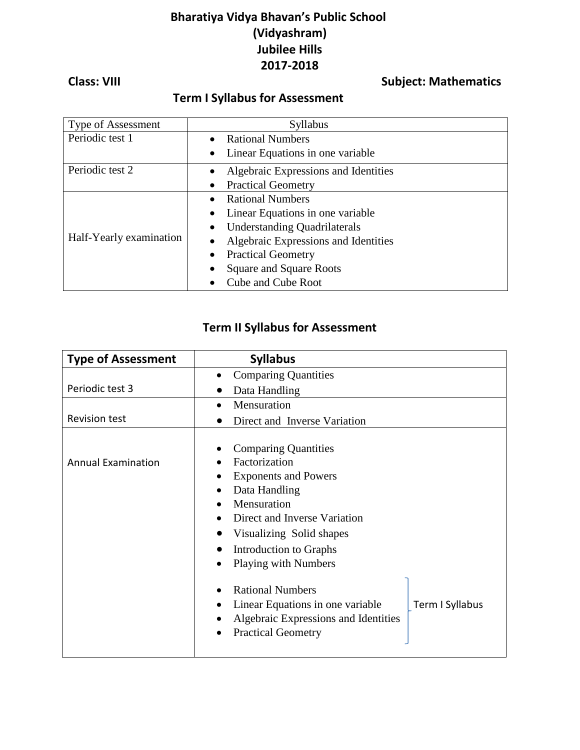**Bharatiya Vidya Bhavan's Public School**
**(Vidyashram)**
**Jubilee Hills**
**2017-2018**

**Class: VIII** **Subject: Mathematics**

## Term I Syllabus for Assessment

| Type of Assessment | Syllabus |
|---|---|
| Periodic test 1 | • Rational Numbers<br>• Linear Equations in one variable |
| Periodic test 2 | • Algebraic Expressions and Identities<br>• Practical Geometry |
| Half-Yearly examination | • Rational Numbers<br>• Linear Equations in one variable<br>• Understanding Quadrilaterals<br>• Algebraic Expressions and Identities<br>• Practical Geometry<br>• Square and Square Roots<br>• Cube and Cube Root |

## Term II Syllabus for Assessment

| **Type of Assessment** | **Syllabus** |
|---|---|
| Periodic test 3 | • Comparing Quantities<br>• Data Handling |
| Revision test | • Mensuration<br>• Direct and Inverse Variation |
| Annual Examination | • Comparing Quantities<br>• Factorization<br>• Exponents and Powers<br>• Data Handling<br>• Mensuration<br>• Direct and Inverse Variation<br>• Visualizing Solid shapes<br>• Introduction to Graphs<br>• Playing with Numbers<br><br>Term I Syllabus:<br>• Rational Numbers<br>• Linear Equations in one variable<br>• Algebraic Expressions and Identities<br>• Practical Geometry |